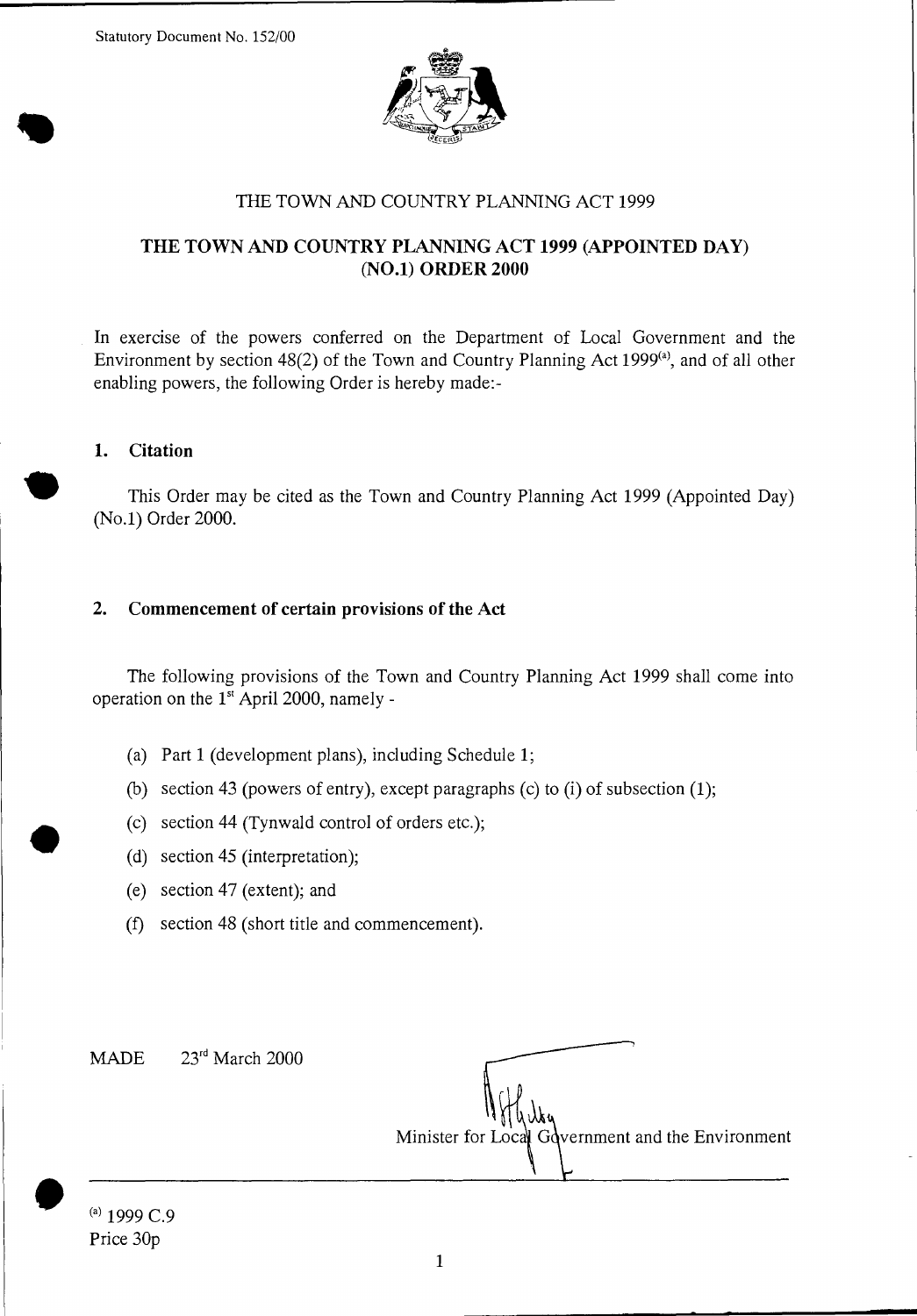Statutory Document No. 152/00

THE TOWN AND COUNTRY PLANNING ACT 1999

**THE TOWN AND COUNTRY PLANNING ACT 1999 (APPOINTED DAY) (NO.1) ORDER 2000**

In exercise of the powers conferred on the Department of Local Government and the Environment by section 48(2) of the Town and Country Planning Act 1999[(a)], and of all other enabling powers, the following Order is hereby made:-

## 1. Citation

This Order may be cited as the Town and Country Planning Act 1999 (Appointed Day) (No.1) Order 2000.

## 2. Commencement of certain provisions of the Act

The following provisions of the Town and Country Planning Act 1999 shall come into operation on the 1st April 2000, namely -

(a) Part 1 (development plans), including Schedule 1;

(b) section 43 (powers of entry), except paragraphs (c) to (i) of subsection (1);

(c) section 44 (Tynwald control of orders etc.);

(d) section 45 (interpretation);

(e) section 47 (extent); and

(f) section 48 (short title and commencement).

MADE 23rd March 2000

Minister for Local Government and the Environment

[(a)] 1999 C.9
Price 30p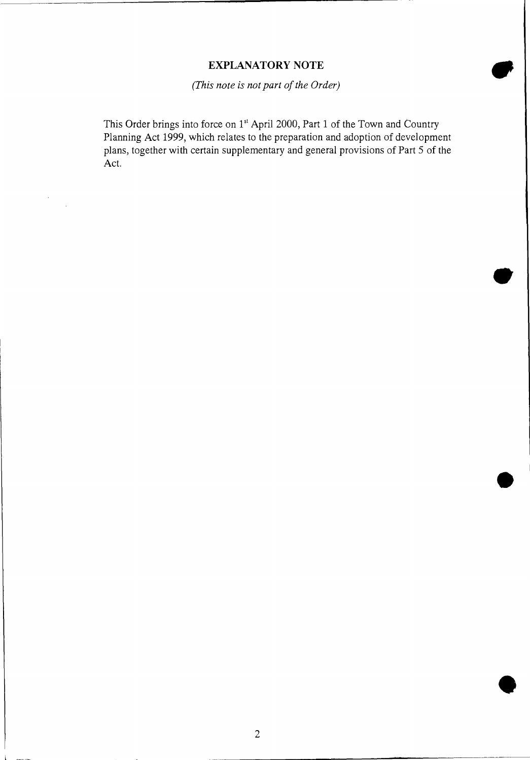## EXPLANATORY NOTE

*(This note is not part of the Order)*

This Order brings into force on 1st April 2000, Part 1 of the Town and Country Planning Act 1999, which relates to the preparation and adoption of development plans, together with certain supplementary and general provisions of Part 5 of the Act.